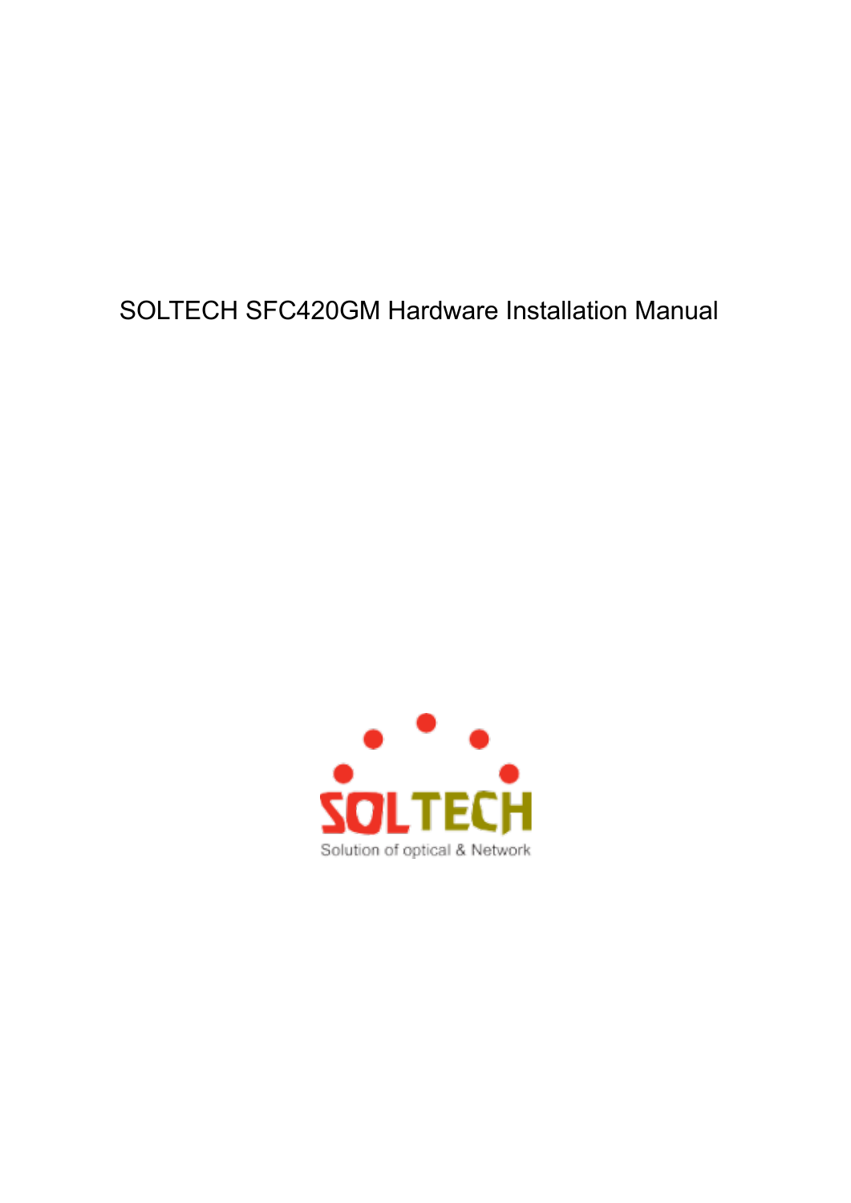# SOLTECH SFC420GM Hardware Installation Manual

SOLTECH

Solution of optical & Network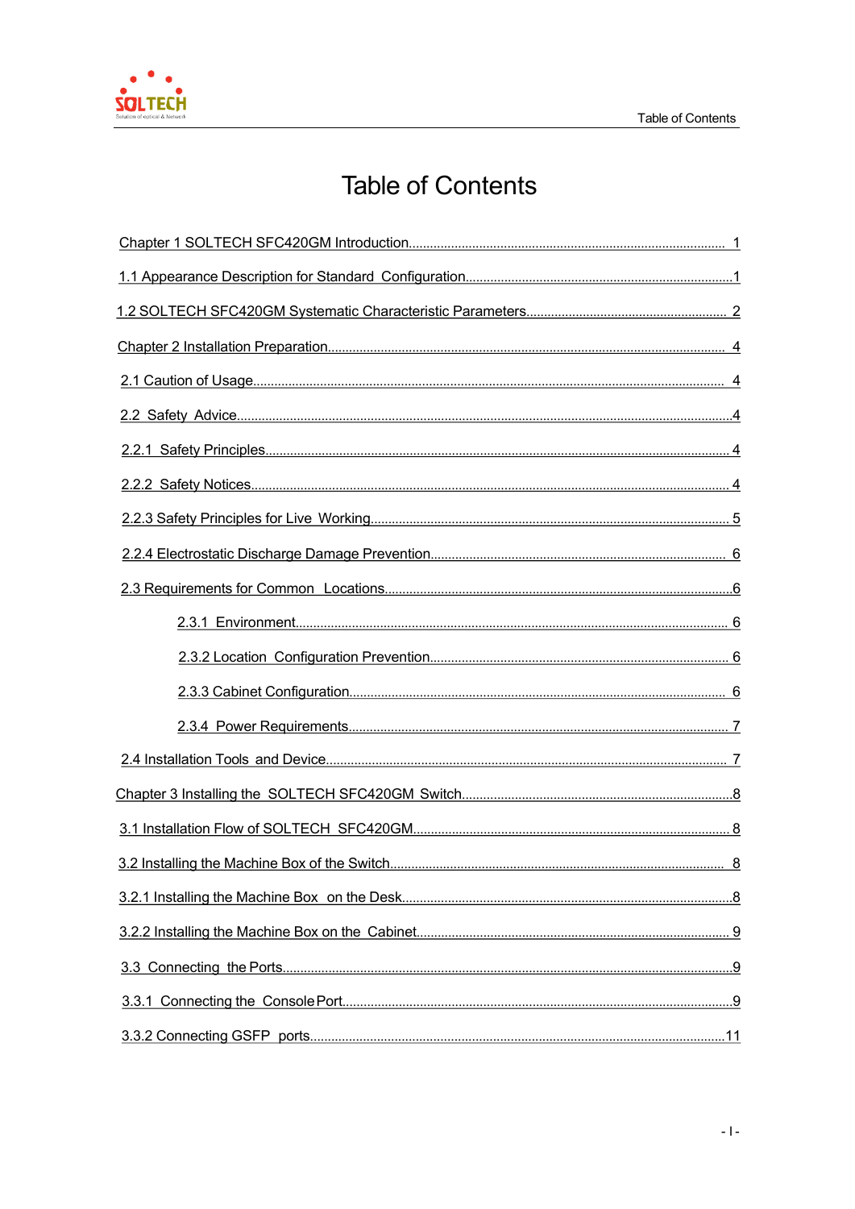# Table of Contents

Chapter 1 SOLTECH SFC420GM Introduction........................................................................................ 1

1.1 Appearance Description for Standard Configuration..........................................................................1

1.2 SOLTECH SFC420GM Systematic Characteristic Parameters........................................................ 2

Chapter 2 Installation Preparation................................................................................................................ 4

2.1 Caution of Usage...................................................................................................................................... 4

2.2 Safety Advice...............................................................................................................................................4

2.2.1 Safety Principles...................................................................................................................................... 4

2.2.2 Safety Notices.......................................................................................................................................... 4

2.2.3 Safety Principles for Live Working....................................................................................................... 5

2.2.4 Electrostatic Discharge Damage Prevention...................................................................................... 6

2.3 Requirements for Common Locations.....................................................................................................6

2.3.1 Environment......................................................................................................................................... 6

2.3.2 Location Configuration Prevention..................................................................................... 6

2.3.3 Cabinet Configuration......................................................................................................... 6

2.3.4 Power Requirements........................................................................................................... 7

2.4 Installation Tools and Device.................................................................................................................. 7

Chapter 3 Installing the SOLTECH SFC420GM Switch............................................................................8

3.1 Installation Flow of SOLTECH SFC420GM......................................................................................... 8

3.2 Installing the Machine Box of the Switch............................................................................................... 8

3.2.1 Installing the Machine Box on the Desk.............................................................................................8

3.2.2 Installing the Machine Box on the Cabinet........................................................................................ 9

3.3 Connecting the Ports...................................................................................................................................9

3.3.1 Connecting the Console Port...............................................................................................................9

3.3.2 Connecting GSFP ports......................................................................................................................11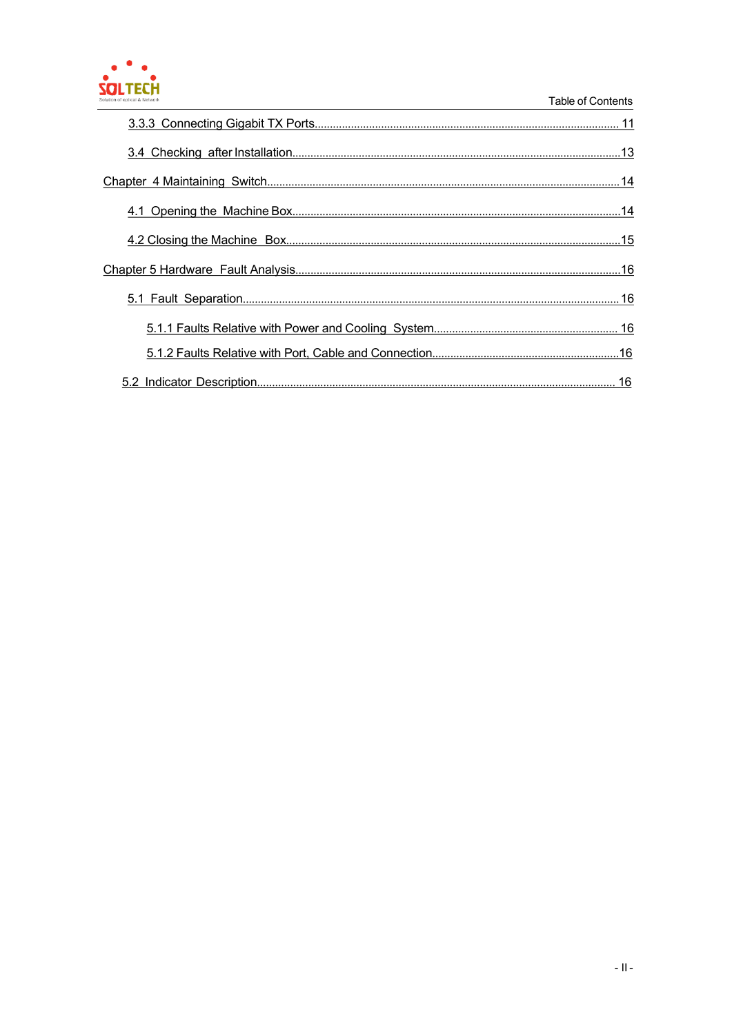3.3.3 Connecting Gigabit TX Ports.......................................................................................................... 11

3.4 Checking after Installation.............................................................................................................13

Chapter 4 Maintaining Switch.....................................................................................................................14

4.1 Opening the Machine Box.............................................................................................................14

4.2 Closing the Machine Box..............................................................................................................15

Chapter 5 Hardware Fault Analysis...........................................................................................................16

5.1 Fault Separation.............................................................................................................................16

5.1.1 Faults Relative with Power and Cooling System............................................................. 16

5.1.2 Faults Relative with Port, Cable and Connection..............................................................16

5.2 Indicator Description....................................................................................................................... 16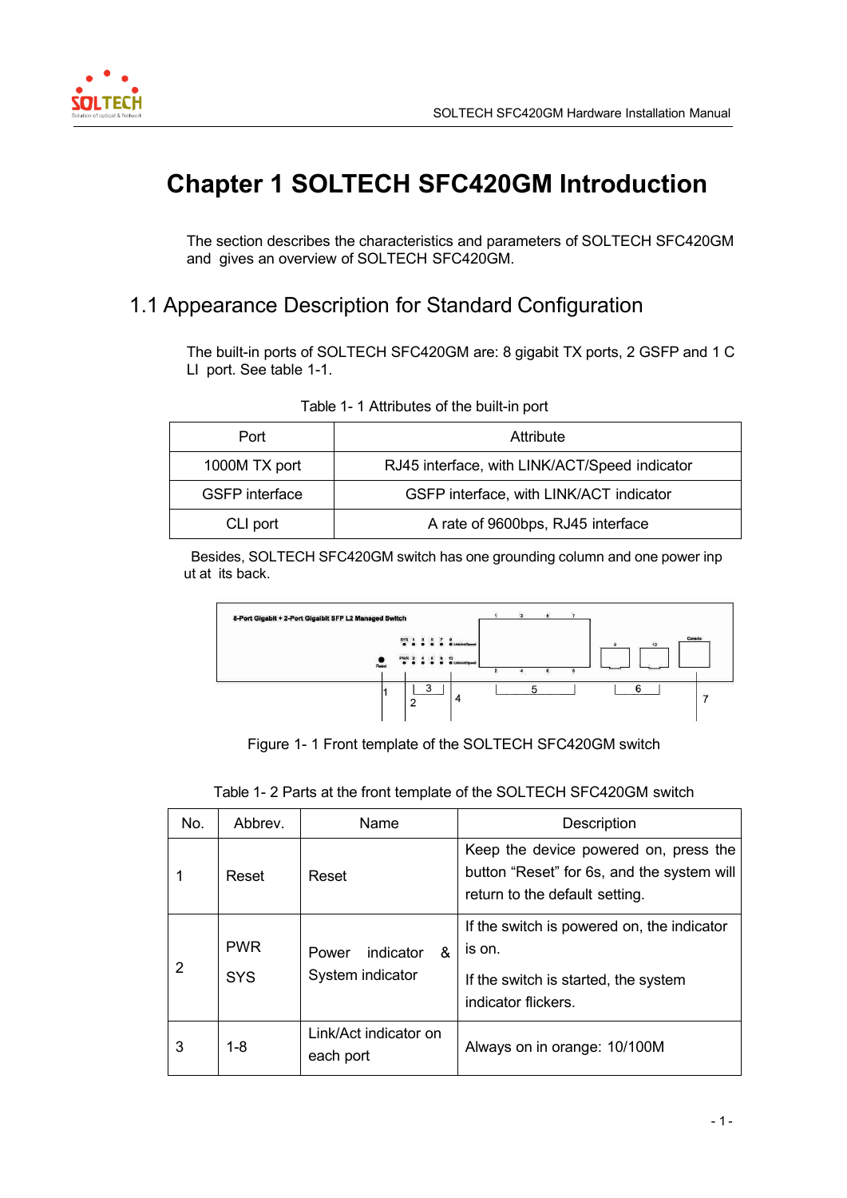# Chapter 1 SOLTECH SFC420GM Introduction

The section describes the characteristics and parameters of SOLTECH SFC420GM and gives an overview of SOLTECH SFC420GM.

## 1.1 Appearance Description for Standard Configuration

The built-in ports of SOLTECH SFC420GM are: 8 gigabit TX ports, 2 GSFP and 1 CLI port. See table 1-1.

Table 1- 1 Attributes of the built-in port

| Port | Attribute |
|---|---|
| 1000M TX port | RJ45 interface, with LINK/ACT/Speed indicator |
| GSFP interface | GSFP interface, with LINK/ACT indicator |
| CLI port | A rate of 9600bps, RJ45 interface |

Besides, SOLTECH SFC420GM switch has one grounding column and one power input at its back.

Figure 1- 1 Front template of the SOLTECH SFC420GM switch

Table 1- 2 Parts at the front template of the SOLTECH SFC420GM switch

| No. | Abbrev. | Name | Description |
|---|---|---|---|
| 1 | Reset | Reset | Keep the device powered on, press the button “Reset” for 6s, and the system will return to the default setting. |
| 2 | PWR<br>SYS | Power indicator & System indicator | If the switch is powered on, the indicator is on.<br>If the switch is started, the system indicator flickers. |
| 3 | 1-8 | Link/Act indicator on each port | Always on in orange: 10/100M |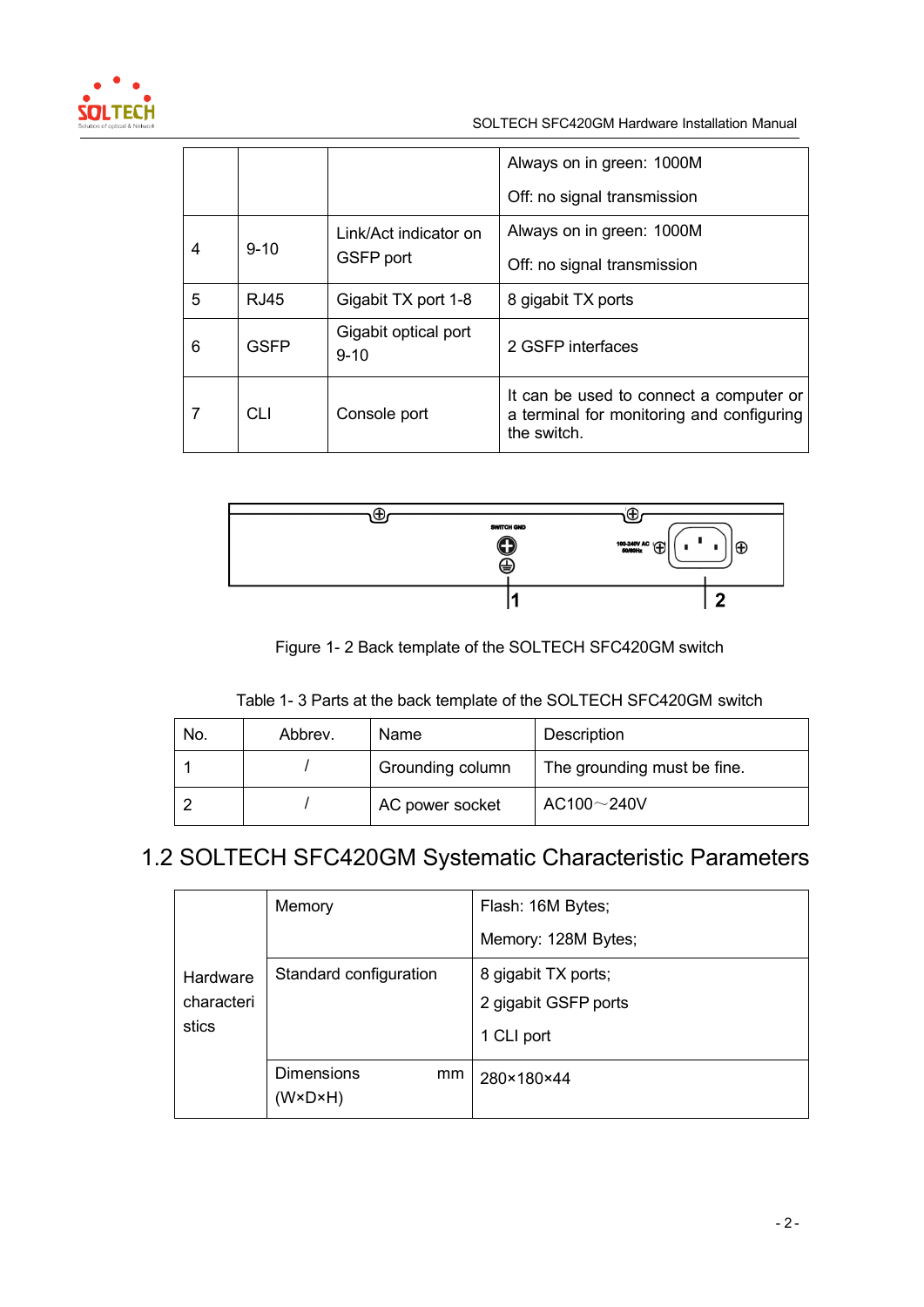|  |  |  | Always on in green: 1000M<br>Off: no signal transmission |
|---|---|---|---|
| 4 | 9-10 | Link/Act indicator on GSFP port | Always on in green: 1000M<br>Off: no signal transmission |
| 5 | RJ45 | Gigabit TX port 1-8 | 8 gigabit TX ports |
| 6 | GSFP | Gigabit optical port 9-10 | 2 GSFP interfaces |
| 7 | CLI | Console port | It can be used to connect a computer or a terminal for monitoring and configuring the switch. |

Figure 1- 2 Back template of the SOLTECH SFC420GM switch

Table 1- 3 Parts at the back template of the SOLTECH SFC420GM switch

| No. | Abbrev. | Name | Description |
|---|---|---|---|
| 1 | / | Grounding column | The grounding must be fine. |
| 2 | / | AC power socket | AC100～240V |

## 1.2 SOLTECH SFC420GM Systematic Characteristic Parameters

| Hardware characteristics | Memory | Flash: 16M Bytes;<br>Memory: 128M Bytes; |
|---|---|---|
|  | Standard configuration | 8 gigabit TX ports;<br>2 gigabit GSFP ports<br>1 CLI port |
|  | Dimensions mm (W×D×H) | 280×180×44 |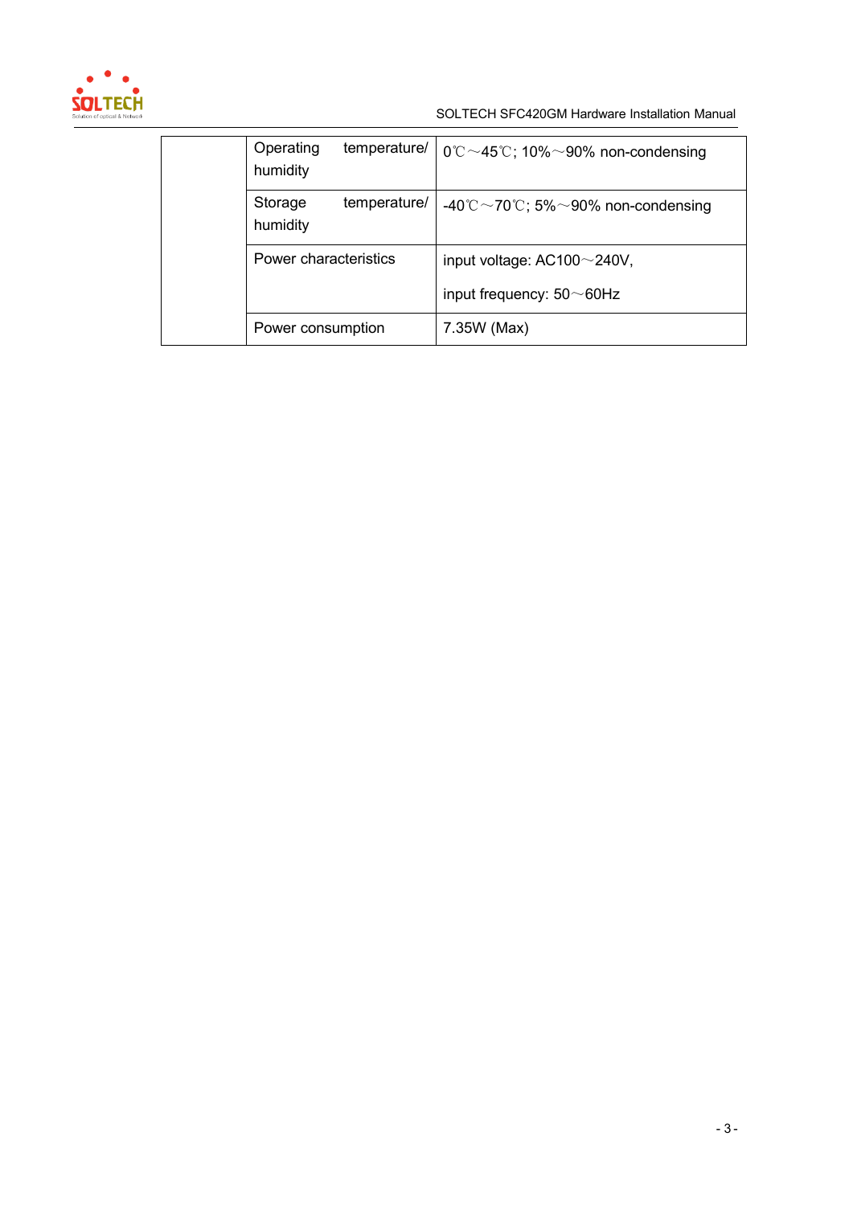| | | |
|---|---|---|
| | Operating temperature/ humidity | 0℃～45℃; 10%～90% non-condensing |
| | Storage temperature/ humidity | -40℃～70℃; 5%～90% non-condensing |
| | Power characteristics | input voltage: AC100～240V,<br>input frequency: 50～60Hz |
| | Power consumption | 7.35W (Max) |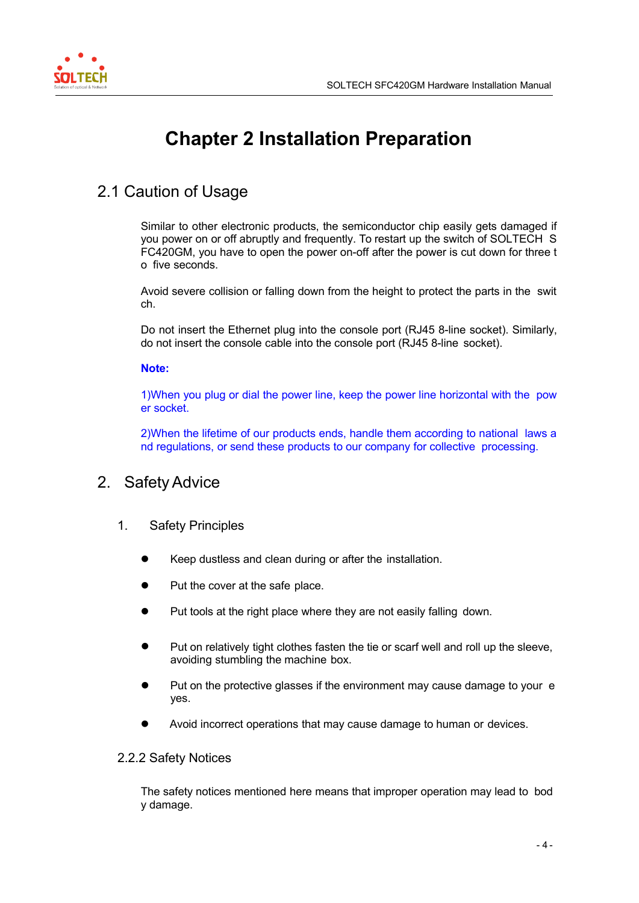# Chapter 2 Installation Preparation

## 2.1 Caution of Usage

Similar to other electronic products, the semiconductor chip easily gets damaged if you power on or off abruptly and frequently. To restart up the switch of SOLTECH SFC420GM, you have to open the power on-off after the power is cut down for three to five seconds.

Avoid severe collision or falling down from the height to protect the parts in the switch.

Do not insert the Ethernet plug into the console port (RJ45 8-line socket). Similarly, do not insert the console cable into the console port (RJ45 8-line socket).

**Note:**

1)When you plug or dial the power line, keep the power line horizontal with the power socket.

2)When the lifetime of our products ends, handle them according to national laws and regulations, or send these products to our company for collective processing.

## 2. Safety Advice

### 1. Safety Principles

- Keep dustless and clean during or after the installation.
- Put the cover at the safe place.
- Put tools at the right place where they are not easily falling down.
- Put on relatively tight clothes fasten the tie or scarf well and roll up the sleeve, avoiding stumbling the machine box.
- Put on the protective glasses if the environment may cause damage to your eyes.
- Avoid incorrect operations that may cause damage to human or devices.

### 2.2.2 Safety Notices

The safety notices mentioned here means that improper operation may lead to body damage.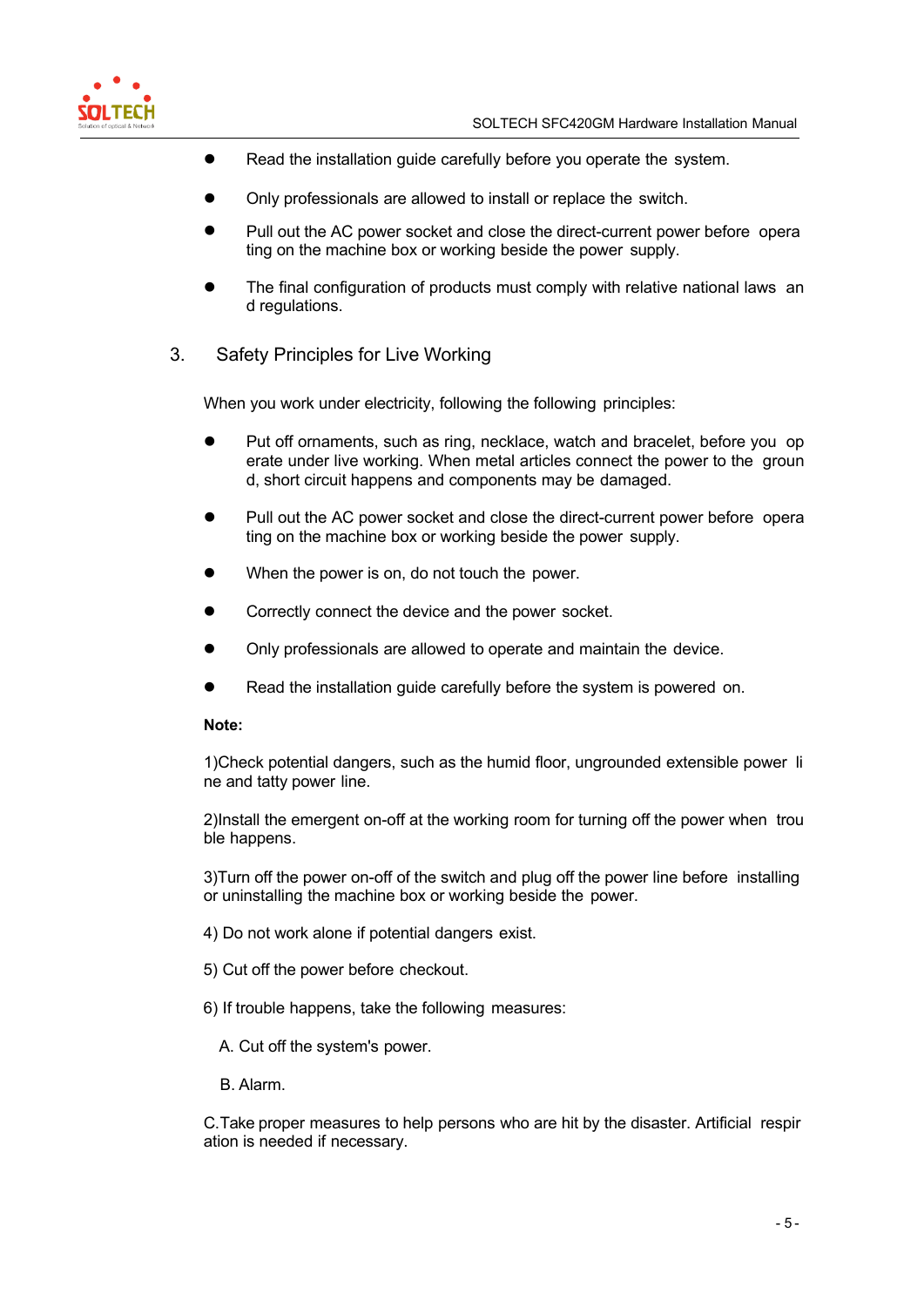- Read the installation guide carefully before you operate the system.
- Only professionals are allowed to install or replace the switch.
- Pull out the AC power socket and close the direct-current power before operating on the machine box or working beside the power supply.
- The final configuration of products must comply with relative national laws and regulations.

## 3. Safety Principles for Live Working

When you work under electricity, following the following principles:

- Put off ornaments, such as ring, necklace, watch and bracelet, before you operate under live working. When metal articles connect the power to the ground, short circuit happens and components may be damaged.
- Pull out the AC power socket and close the direct-current power before operating on the machine box or working beside the power supply.
- When the power is on, do not touch the power.
- Correctly connect the device and the power socket.
- Only professionals are allowed to operate and maintain the device.
- Read the installation guide carefully before the system is powered on.

**Note:**

1)Check potential dangers, such as the humid floor, ungrounded extensible power line and tatty power line.

2)Install the emergent on-off at the working room for turning off the power when trouble happens.

3)Turn off the power on-off of the switch and plug off the power line before installing or uninstalling the machine box or working beside the power.

4) Do not work alone if potential dangers exist.

5) Cut off the power before checkout.

6) If trouble happens, take the following measures:

A. Cut off the system's power.

B. Alarm.

C.Take proper measures to help persons who are hit by the disaster. Artificial respiration is needed if necessary.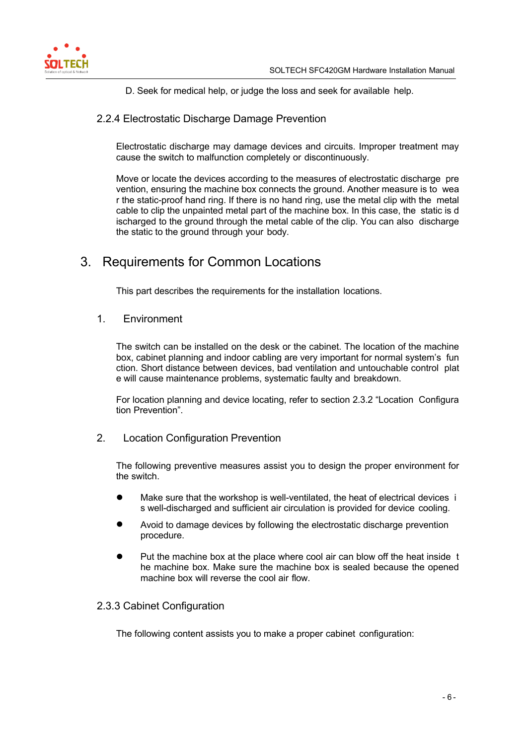D. Seek for medical help, or judge the loss and seek for available help.

### 2.2.4 Electrostatic Discharge Damage Prevention

Electrostatic discharge may damage devices and circuits. Improper treatment may cause the switch to malfunction completely or discontinuously.

Move or locate the devices according to the measures of electrostatic discharge prevention, ensuring the machine box connects the ground. Another measure is to wear the static-proof hand ring. If there is no hand ring, use the metal clip with the metal cable to clip the unpainted metal part of the machine box. In this case, the static is discharged to the ground through the metal cable of the clip. You can also discharge the static to the ground through your body.

# 3. Requirements for Common Locations

This part describes the requirements for the installation locations.

## 1. Environment

The switch can be installed on the desk or the cabinet. The location of the machine box, cabinet planning and indoor cabling are very important for normal system's function. Short distance between devices, bad ventilation and untouchable control plate will cause maintenance problems, systematic faulty and breakdown.

For location planning and device locating, refer to section 2.3.2 "Location Configuration Prevention".

## 2. Location Configuration Prevention

The following preventive measures assist you to design the proper environment for the switch.

- Make sure that the workshop is well-ventilated, the heat of electrical devices is well-discharged and sufficient air circulation is provided for device cooling.
- Avoid to damage devices by following the electrostatic discharge prevention procedure.
- Put the machine box at the place where cool air can blow off the heat inside the machine box. Make sure the machine box is sealed because the opened machine box will reverse the cool air flow.

### 2.3.3 Cabinet Configuration

The following content assists you to make a proper cabinet configuration: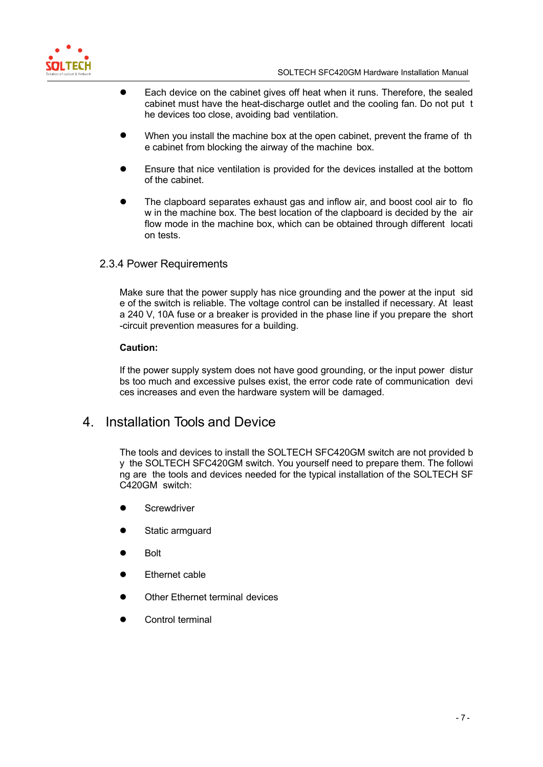- Each device on the cabinet gives off heat when it runs. Therefore, the sealed cabinet must have the heat-discharge outlet and the cooling fan. Do not put the devices too close, avoiding bad ventilation.

- When you install the machine box at the open cabinet, prevent the frame of the cabinet from blocking the airway of the machine box.

- Ensure that nice ventilation is provided for the devices installed at the bottom of the cabinet.

- The clapboard separates exhaust gas and inflow air, and boost cool air to flow in the machine box. The best location of the clapboard is decided by the air flow mode in the machine box, which can be obtained through different location tests.

### 2.3.4 Power Requirements

Make sure that the power supply has nice grounding and the power at the input side of the switch is reliable. The voltage control can be installed if necessary. At least a 240 V, 10A fuse or a breaker is provided in the phase line if you prepare the short-circuit prevention measures for a building.

**Caution:**

If the power supply system does not have good grounding, or the input power disturbs too much and excessive pulses exist, the error code rate of communication devices increases and even the hardware system will be damaged.

# 4. Installation Tools and Device

The tools and devices to install the SOLTECH SFC420GM switch are not provided by the SOLTECH SFC420GM switch. You yourself need to prepare them. The following are the tools and devices needed for the typical installation of the SOLTECH SFC420GM switch:

- Screwdriver
- Static armguard
- Bolt
- Ethernet cable
- Other Ethernet terminal devices
- Control terminal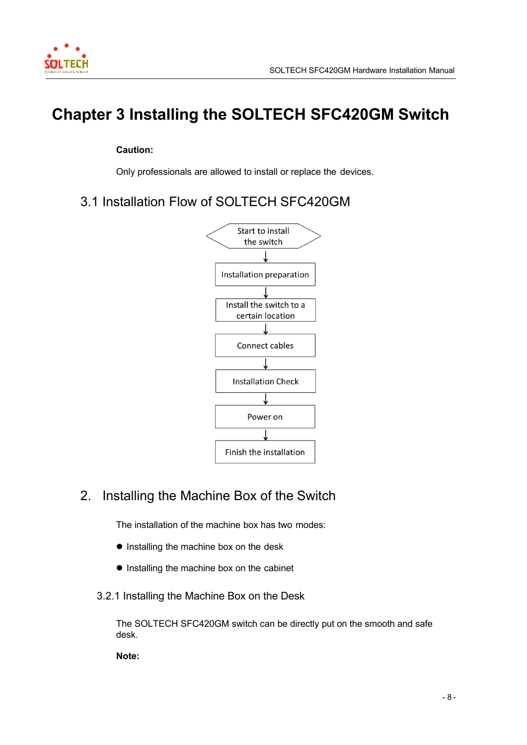# Chapter 3 Installing the SOLTECH SFC420GM Switch

**Caution:**

Only professionals are allowed to install or replace the devices.

## 3.1 Installation Flow of SOLTECH SFC420GM

Start to install the switch
↓
Installation preparation
↓
Install the switch to a certain location
↓
Connect cables
↓
Installation Check
↓
Power on
↓
Finish the installation

## 2. Installing the Machine Box of the Switch

The installation of the machine box has two modes:

- Installing the machine box on the desk
- Installing the machine box on the cabinet

### 3.2.1 Installing the Machine Box on the Desk

The SOLTECH SFC420GM switch can be directly put on the smooth and safe desk.

**Note:**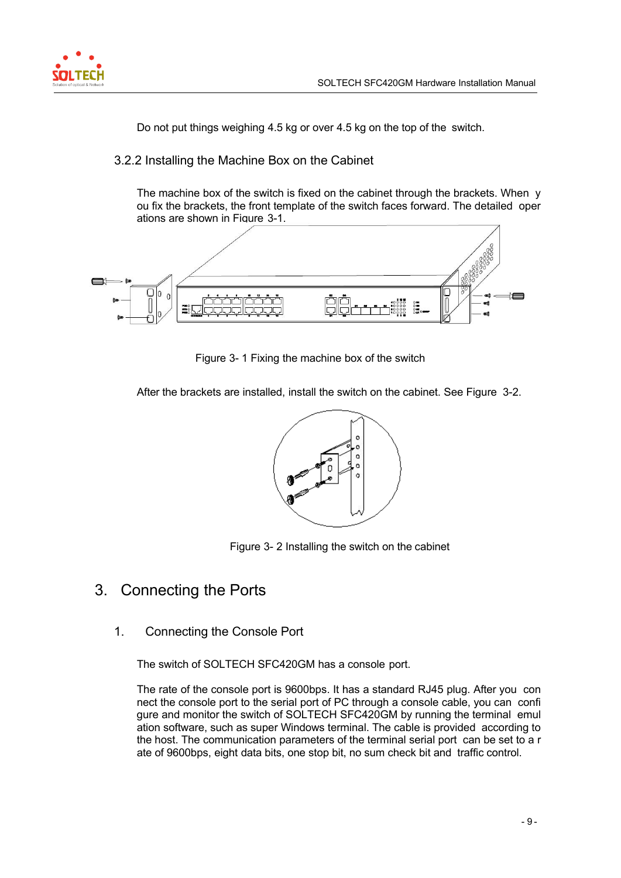Do not put things weighing 4.5 kg or over 4.5 kg on the top of the switch.

### 3.2.2 Installing the Machine Box on the Cabinet

The machine box of the switch is fixed on the cabinet through the brackets. When you fix the brackets, the front template of the switch faces forward. The detailed operations are shown in Figure 3-1.

Figure 3- 1 Fixing the machine box of the switch

After the brackets are installed, install the switch on the cabinet. See Figure 3-2.

Figure 3- 2 Installing the switch on the cabinet

# 3. Connecting the Ports

## 1. Connecting the Console Port

The switch of SOLTECH SFC420GM has a console port.

The rate of the console port is 9600bps. It has a standard RJ45 plug. After you connect the console port to the serial port of PC through a console cable, you can configure and monitor the switch of SOLTECH SFC420GM by running the terminal emulation software, such as super Windows terminal. The cable is provided according to the host. The communication parameters of the terminal serial port can be set to a rate of 9600bps, eight data bits, one stop bit, no sum check bit and traffic control.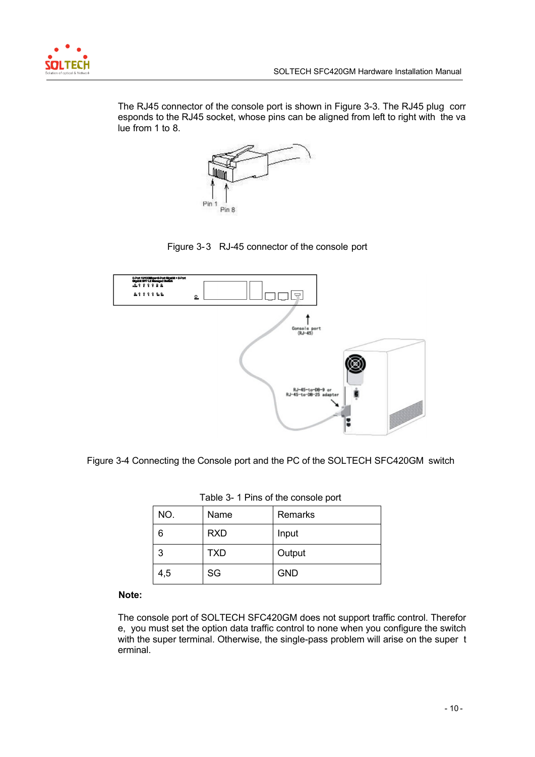The RJ45 connector of the console port is shown in Figure 3-3. The RJ45 plug corresponds to the RJ45 socket, whose pins can be aligned from left to right with the value from 1 to 8.

Figure 3-3 RJ-45 connector of the console port

Figure 3-4 Connecting the Console port and the PC of the SOLTECH SFC420GM switch

Table 3- 1 Pins of the console port

| NO. | Name | Remarks |
|---|---|---|
| 6 | RXD | Input |
| 3 | TXD | Output |
| 4,5 | SG | GND |

**Note:**

The console port of SOLTECH SFC420GM does not support traffic control. Therefore, you must set the option data traffic control to none when you configure the switch with the super terminal. Otherwise, the single-pass problem will arise on the super terminal.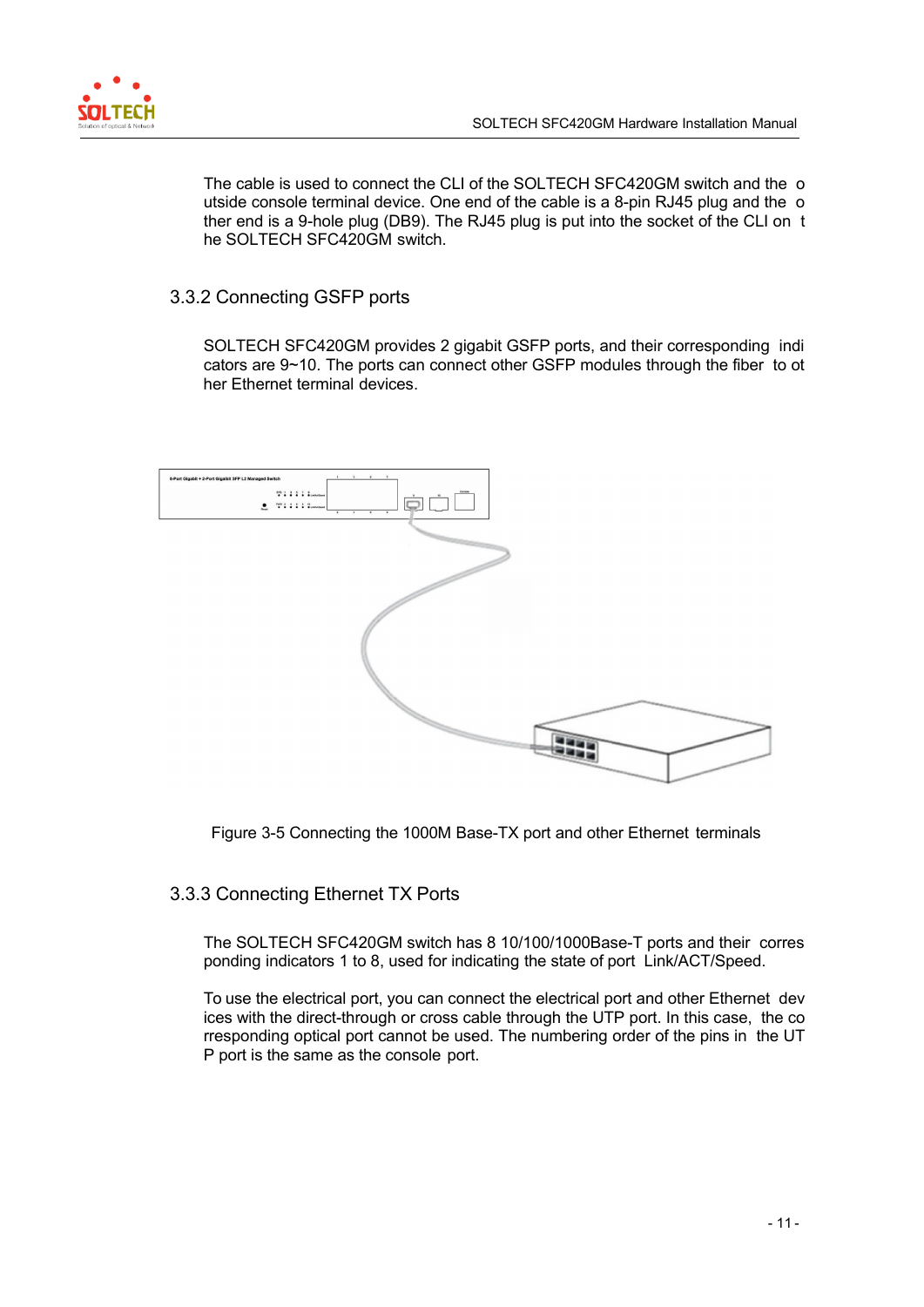The cable is used to connect the CLI of the SOLTECH SFC420GM switch and the outside console terminal device. One end of the cable is a 8-pin RJ45 plug and the other end is a 9-hole plug (DB9). The RJ45 plug is put into the socket of the CLI on the SOLTECH SFC420GM switch.

### 3.3.2 Connecting GSFP ports

SOLTECH SFC420GM provides 2 gigabit GSFP ports, and their corresponding indicators are 9~10. The ports can connect other GSFP modules through the fiber to other Ethernet terminal devices.

Figure 3-5 Connecting the 1000M Base-TX port and other Ethernet terminals

### 3.3.3 Connecting Ethernet TX Ports

The SOLTECH SFC420GM switch has 8 10/100/1000Base-T ports and their corresponding indicators 1 to 8, used for indicating the state of port Link/ACT/Speed.

To use the electrical port, you can connect the electrical port and other Ethernet devices with the direct-through or cross cable through the UTP port. In this case, the corresponding optical port cannot be used. The numbering order of the pins in the UTP port is the same as the console port.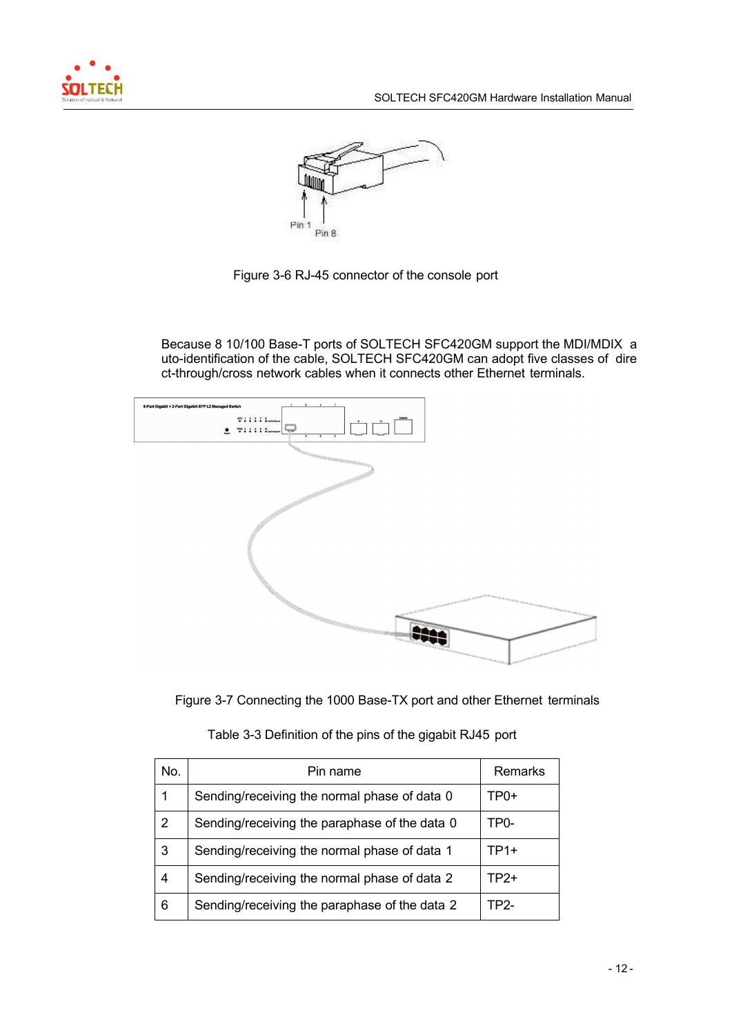Figure 3-6 RJ-45 connector of the console port

Because 8 10/100 Base-T ports of SOLTECH SFC420GM support the MDI/MDIX a uto-identification of the cable, SOLTECH SFC420GM can adopt five classes of dire ct-through/cross network cables when it connects other Ethernet terminals.

Figure 3-7 Connecting the 1000 Base-TX port and other Ethernet terminals

Table 3-3 Definition of the pins of the gigabit RJ45 port

| No. | Pin name | Remarks |
|---|---|---|
| 1 | Sending/receiving the normal phase of data 0 | TP0+ |
| 2 | Sending/receiving the paraphase of the data 0 | TP0- |
| 3 | Sending/receiving the normal phase of data 1 | TP1+ |
| 4 | Sending/receiving the normal phase of data 2 | TP2+ |
| 6 | Sending/receiving the paraphase of the data 2 | TP2- |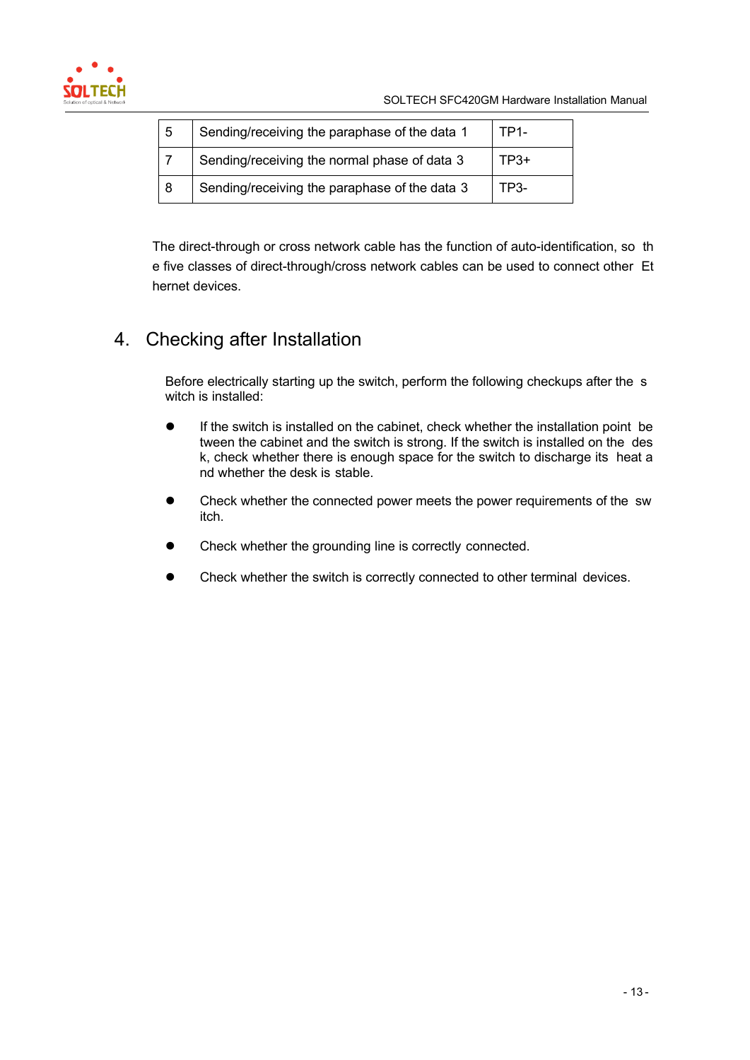| 5 | Sending/receiving the paraphase of the data 1 | TP1- |
|---|---|---|
| 7 | Sending/receiving the normal phase of data 3 | TP3+ |
| 8 | Sending/receiving the paraphase of the data 3 | TP3- |

The direct-through or cross network cable has the function of auto-identification, so th e five classes of direct-through/cross network cables can be used to connect other Et hernet devices.

## 4. Checking after Installation

Before electrically starting up the switch, perform the following checkups after the s witch is installed:

- If the switch is installed on the cabinet, check whether the installation point be tween the cabinet and the switch is strong. If the switch is installed on the des k, check whether there is enough space for the switch to discharge its heat a nd whether the desk is stable.
- Check whether the connected power meets the power requirements of the sw itch.
- Check whether the grounding line is correctly connected.
- Check whether the switch is correctly connected to other terminal devices.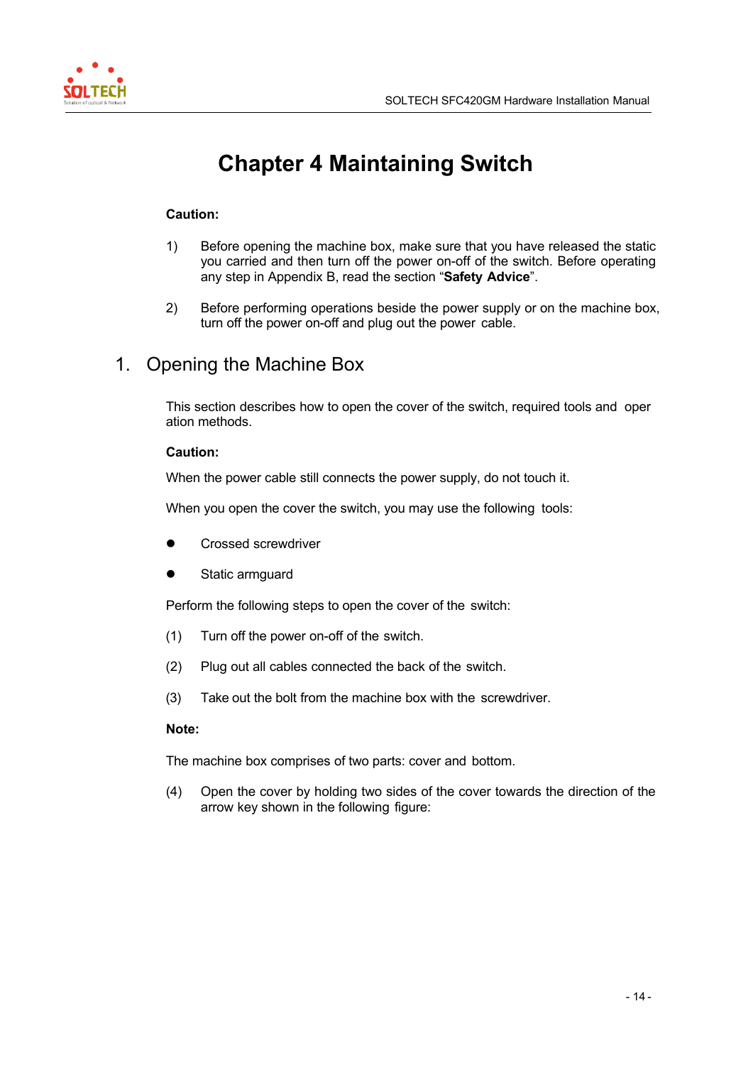# Chapter 4 Maintaining Switch

**Caution:**

1) Before opening the machine box, make sure that you have released the static you carried and then turn off the power on-off of the switch. Before operating any step in Appendix B, read the section “**Safety Advice**”.

2) Before performing operations beside the power supply or on the machine box, turn off the power on-off and plug out the power cable.

## 1. Opening the Machine Box

This section describes how to open the cover of the switch, required tools and oper ation methods.

**Caution:**

When the power cable still connects the power supply, do not touch it.

When you open the cover the switch, you may use the following tools:

- Crossed screwdriver
- Static armguard

Perform the following steps to open the cover of the switch:

(1) Turn off the power on-off of the switch.

(2) Plug out all cables connected the back of the switch.

(3) Take out the bolt from the machine box with the screwdriver.

**Note:**

The machine box comprises of two parts: cover and bottom.

(4) Open the cover by holding two sides of the cover towards the direction of the arrow key shown in the following figure: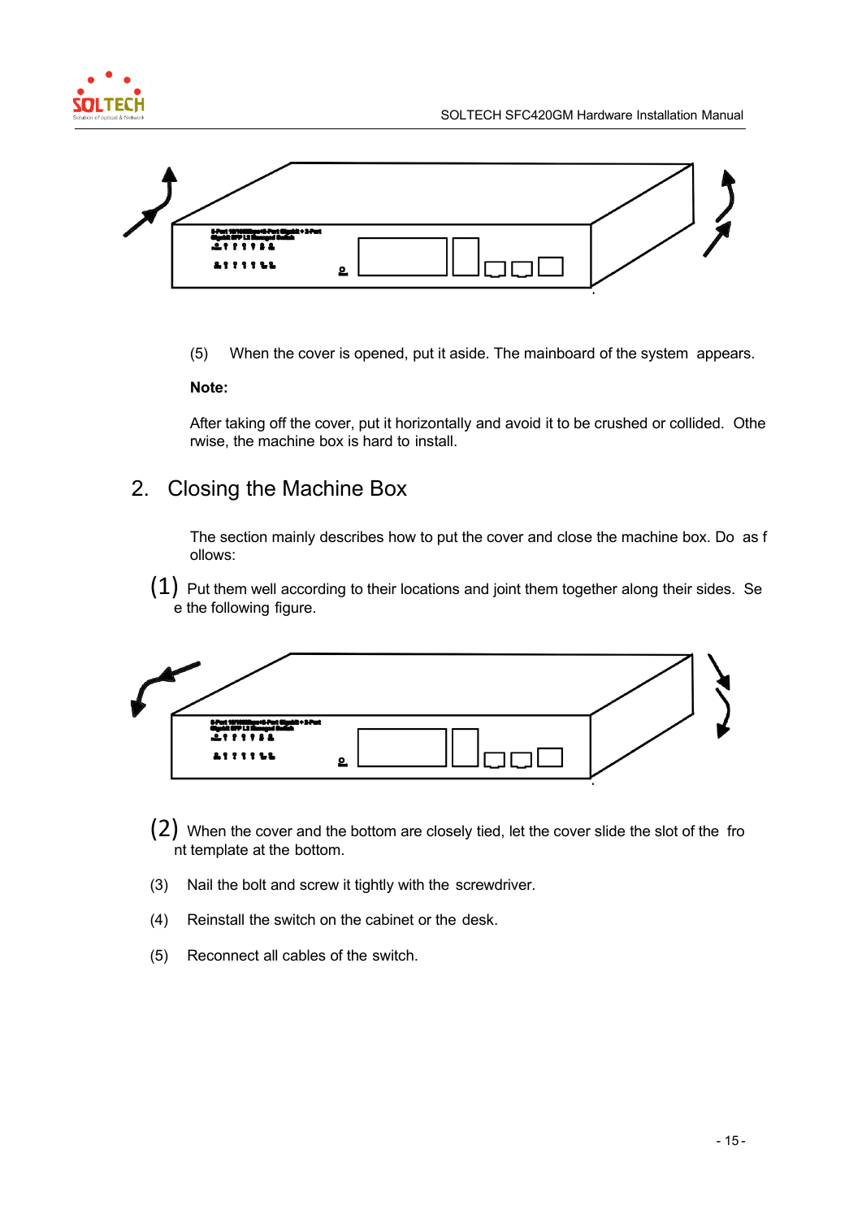(5) When the cover is opened, put it aside. The mainboard of the system appears.

**Note:**

After taking off the cover, put it horizontally and avoid it to be crushed or collided. Otherwise, the machine box is hard to install.

## 2. Closing the Machine Box

The section mainly describes how to put the cover and close the machine box. Do as follows:

(1) Put them well according to their locations and joint them together along their sides. See the following figure.

(2) When the cover and the bottom are closely tied, let the cover slide the slot of the front template at the bottom.

(3) Nail the bolt and screw it tightly with the screwdriver.

(4) Reinstall the switch on the cabinet or the desk.

(5) Reconnect all cables of the switch.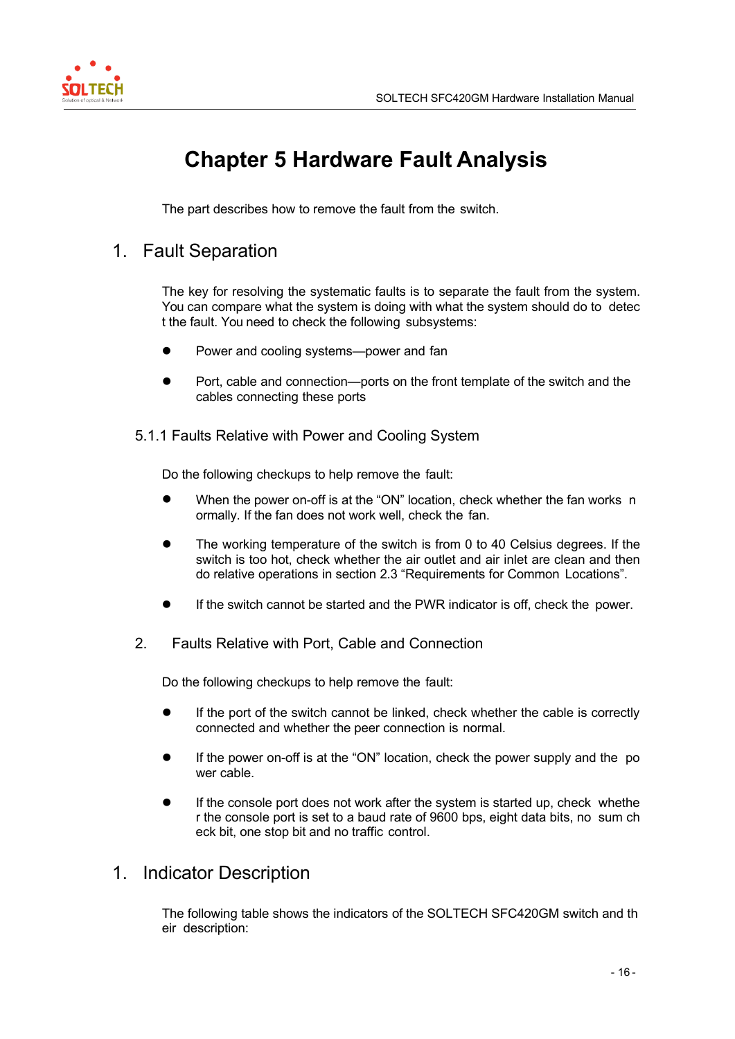# Chapter 5 Hardware Fault Analysis

The part describes how to remove the fault from the switch.

## 1. Fault Separation

The key for resolving the systematic faults is to separate the fault from the system. You can compare what the system is doing with what the system should do to detect the fault. You need to check the following subsystems:

- Power and cooling systems—power and fan
- Port, cable and connection—ports on the front template of the switch and the cables connecting these ports

### 5.1.1 Faults Relative with Power and Cooling System

Do the following checkups to help remove the fault:

- When the power on-off is at the "ON" location, check whether the fan works normally. If the fan does not work well, check the fan.
- The working temperature of the switch is from 0 to 40 Celsius degrees. If the switch is too hot, check whether the air outlet and air inlet are clean and then do relative operations in section 2.3 "Requirements for Common Locations".
- If the switch cannot be started and the PWR indicator is off, check the power.

### 2. Faults Relative with Port, Cable and Connection

Do the following checkups to help remove the fault:

- If the port of the switch cannot be linked, check whether the cable is correctly connected and whether the peer connection is normal.
- If the power on-off is at the "ON" location, check the power supply and the power cable.
- If the console port does not work after the system is started up, check whether the console port is set to a baud rate of 9600 bps, eight data bits, no sum check bit, one stop bit and no traffic control.

## 1. Indicator Description

The following table shows the indicators of the SOLTECH SFC420GM switch and their description: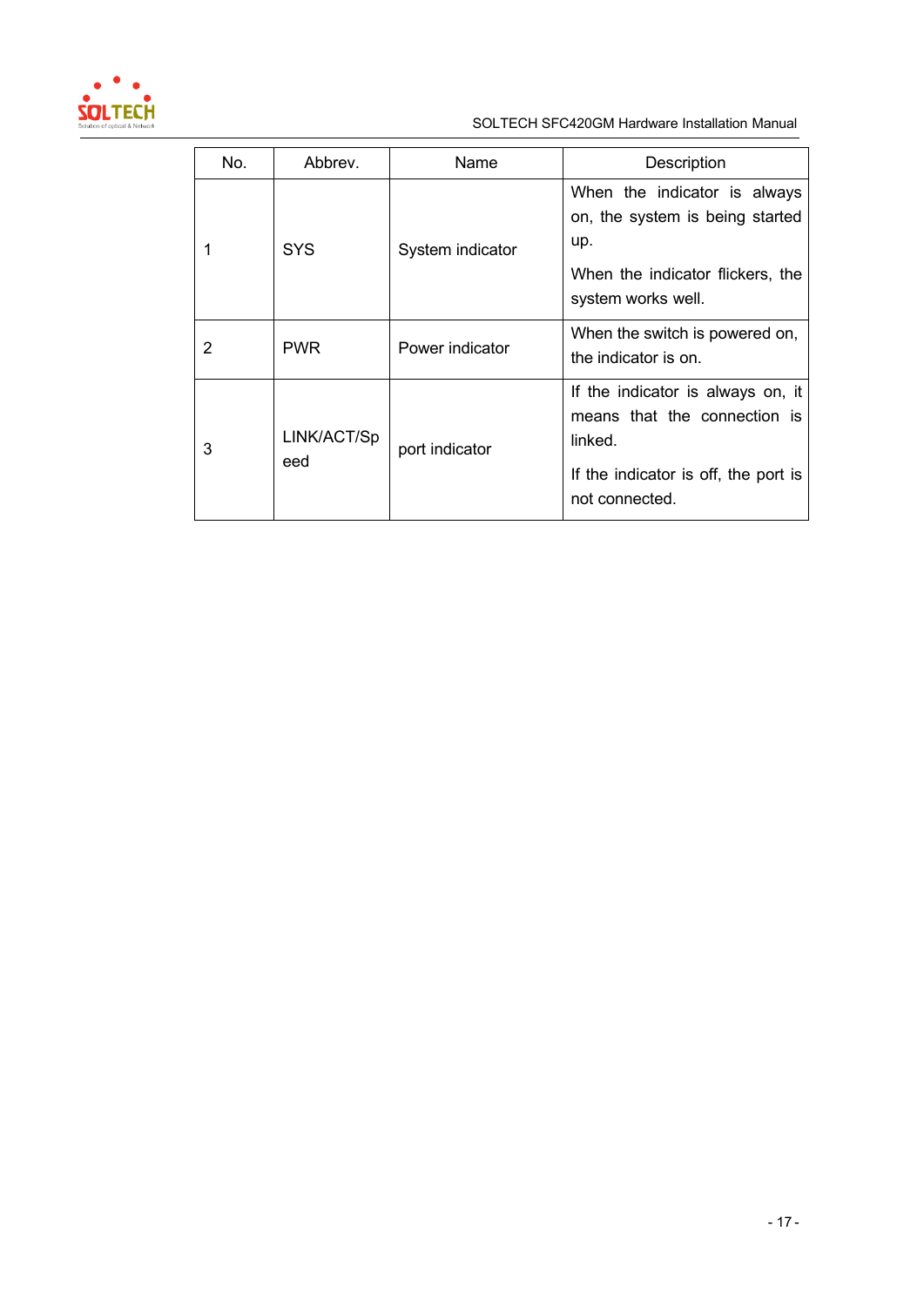| No. | Abbrev. | Name | Description |
|---|---|---|---|
| 1 | SYS | System indicator | When the indicator is always on, the system is being started up.<br>When the indicator flickers, the system works well. |
| 2 | PWR | Power indicator | When the switch is powered on, the indicator is on. |
| 3 | LINK/ACT/Speed | port indicator | If the indicator is always on, it means that the connection is linked.<br>If the indicator is off, the port is not connected. |